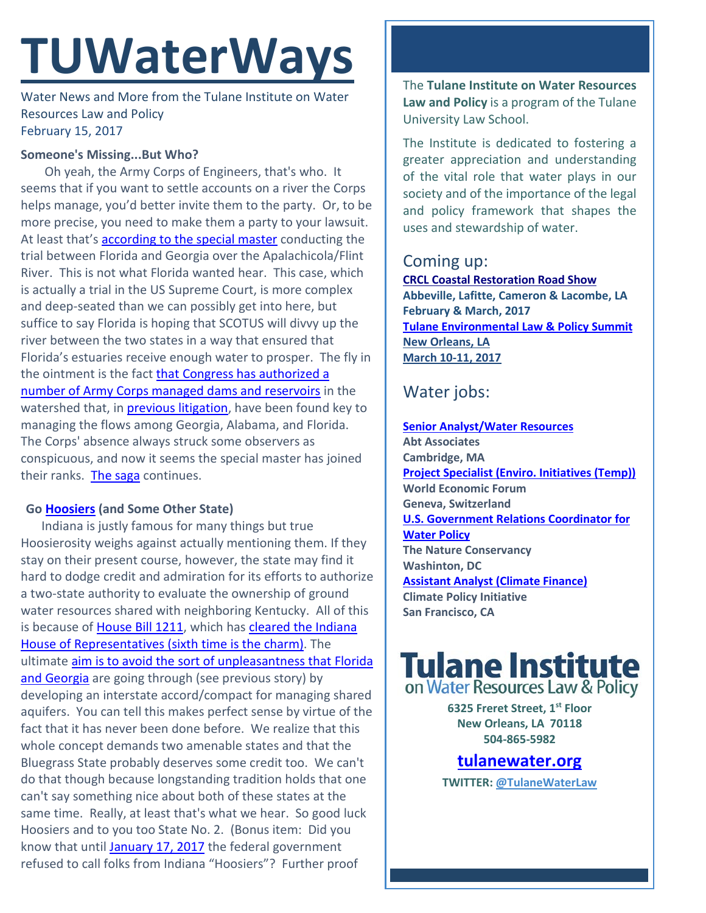# TUWaterWays

Water News and More from the Tulane Institute on Water Resources Law and Policy
February 15, 2017

**Someone's Missing...But Who?**

Oh yeah, the Army Corps of Engineers, that's who. It seems that if you want to settle accounts on a river the Corps helps manage, you'd better invite them to the party. Or, to be more precise, you need to make them a party to your lawsuit. At least that's according to the special master conducting the trial between Florida and Georgia over the Apalachicola/Flint River. This is not what Florida wanted hear. This case, which is actually a trial in the US Supreme Court, is more complex and deep-seated than we can possibly get into here, but suffice to say Florida is hoping that SCOTUS will divvy up the river between the two states in a way that ensured that Florida's estuaries receive enough water to prosper. The fly in the ointment is the fact that Congress has authorized a number of Army Corps managed dams and reservoirs in the watershed that, in previous litigation, have been found key to managing the flows among Georgia, Alabama, and Florida. The Corps' absence always struck some observers as conspicuous, and now it seems the special master has joined their ranks. The saga continues.

**Go Hoosiers (and Some Other State)**

Indiana is justly famous for many things but true Hoosierosity weighs against actually mentioning them. If they stay on their present course, however, the state may find it hard to dodge credit and admiration for its efforts to authorize a two-state authority to evaluate the ownership of ground water resources shared with neighboring Kentucky. All of this is because of House Bill 1211, which has cleared the Indiana House of Representatives (sixth time is the charm). The ultimate aim is to avoid the sort of unpleasantness that Florida and Georgia are going through (see previous story) by developing an interstate accord/compact for managing shared aquifers. You can tell this makes perfect sense by virtue of the fact that it has never been done before. We realize that this whole concept demands two amenable states and that the Bluegrass State probably deserves some credit too. We can't do that though because longstanding tradition holds that one can't say something nice about both of these states at the same time. Really, at least that's what we hear. So good luck Hoosiers and to you too State No. 2. (Bonus item: Did you know that until January 17, 2017 the federal government refused to call folks from Indiana "Hoosiers"? Further proof

The **Tulane Institute on Water Resources Law and Policy** is a program of the Tulane University Law School.

The Institute is dedicated to fostering a greater appreciation and understanding of the vital role that water plays in our society and of the importance of the legal and policy framework that shapes the uses and stewardship of water.

## Coming up:

**CRCL Coastal Restoration Road Show**
**Abbeville, Lafitte, Cameron & Lacombe, LA**
**February & March, 2017**

**Tulane Environmental Law & Policy Summit**
**New Orleans, LA**
**March 10-11, 2017**

## Water jobs:

**Senior Analyst/Water Resources**
**Abt Associates**
**Cambridge, MA**

**Project Specialist (Enviro. Initiatives (Temp))**
**World Economic Forum**
**Geneva, Switzerland**

**U.S. Government Relations Coordinator for Water Policy**
**The Nature Conservancy**
**Washington, DC**

**Assistant Analyst (Climate Finance)**
**Climate Policy Initiative**
**San Francisco, CA**

**Tulane Institute on Water Resources Law & Policy**

**6325 Freret Street, 1st Floor**
**New Orleans, LA 70118**
**504-865-5982**

**tulanewater.org**

**TWITTER: @TulaneWaterLaw**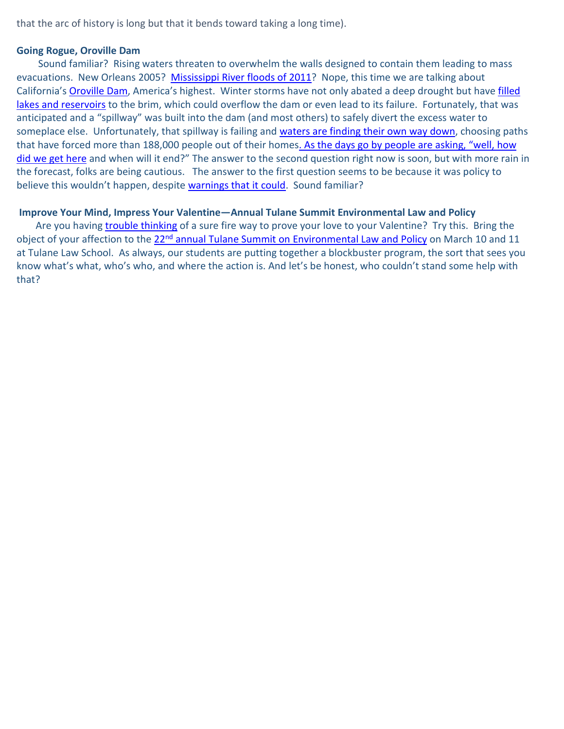that the arc of history is long but that it bends toward taking a long time).

**Going Rogue, Oroville Dam**

Sound familiar? Rising waters threaten to overwhelm the walls designed to contain them leading to mass evacuations. New Orleans 2005? Mississippi River floods of 2011? Nope, this time we are talking about California's Oroville Dam, America's highest. Winter storms have not only abated a deep drought but have filled lakes and reservoirs to the brim, which could overflow the dam or even lead to its failure. Fortunately, that was anticipated and a "spillway" was built into the dam (and most others) to safely divert the excess water to someplace else. Unfortunately, that spillway is failing and waters are finding their own way down, choosing paths that have forced more than 188,000 people out of their homes. As the days go by people are asking, "well, how did we get here and when will it end?" The answer to the second question right now is soon, but with more rain in the forecast, folks are being cautious. The answer to the first question seems to be because it was policy to believe this wouldn't happen, despite warnings that it could. Sound familiar?

**Improve Your Mind, Impress Your Valentine—Annual Tulane Summit Environmental Law and Policy**

Are you having trouble thinking of a sure fire way to prove your love to your Valentine? Try this. Bring the object of your affection to the 22nd annual Tulane Summit on Environmental Law and Policy on March 10 and 11 at Tulane Law School. As always, our students are putting together a blockbuster program, the sort that sees you know what's what, who's who, and where the action is. And let's be honest, who couldn't stand some help with that?